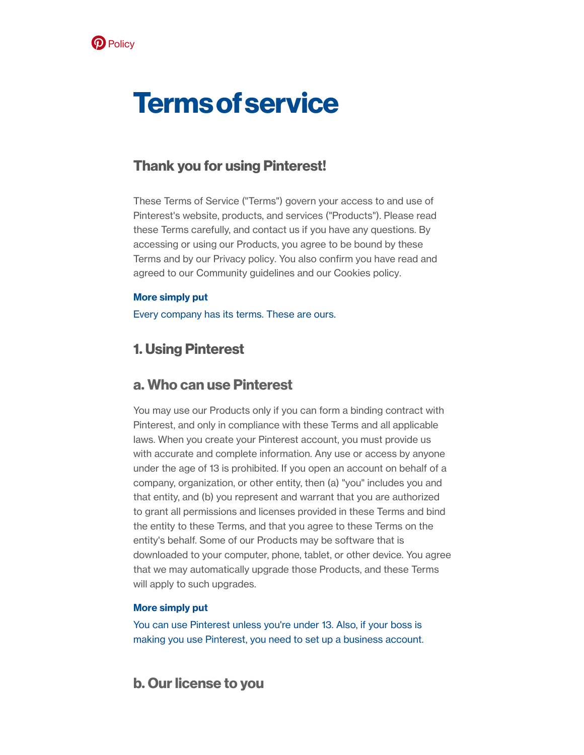Policy

# Terms of service

## Thank you for using Pinterest!

These Terms of Service ("Terms") govern your access to and use of Pinterest's website, products, and services ("Products"). Please read these Terms carefully, and contact us if you have any questions. By accessing or using our Products, you agree to be bound by these Terms and by our Privacy policy. You also confirm you have read and agreed to our Community guidelines and our Cookies policy.

**More simply put**

Every company has its terms. These are ours.

## 1. Using Pinterest

### a. Who can use Pinterest

You may use our Products only if you can form a binding contract with Pinterest, and only in compliance with these Terms and all applicable laws. When you create your Pinterest account, you must provide us with accurate and complete information. Any use or access by anyone under the age of 13 is prohibited. If you open an account on behalf of a company, organization, or other entity, then (a) "you" includes you and that entity, and (b) you represent and warrant that you are authorized to grant all permissions and licenses provided in these Terms and bind the entity to these Terms, and that you agree to these Terms on the entity's behalf. Some of our Products may be software that is downloaded to your computer, phone, tablet, or other device. You agree that we may automatically upgrade those Products, and these Terms will apply to such upgrades.

**More simply put**

You can use Pinterest unless you're under 13. Also, if your boss is making you use Pinterest, you need to set up a business account.

### b. Our license to you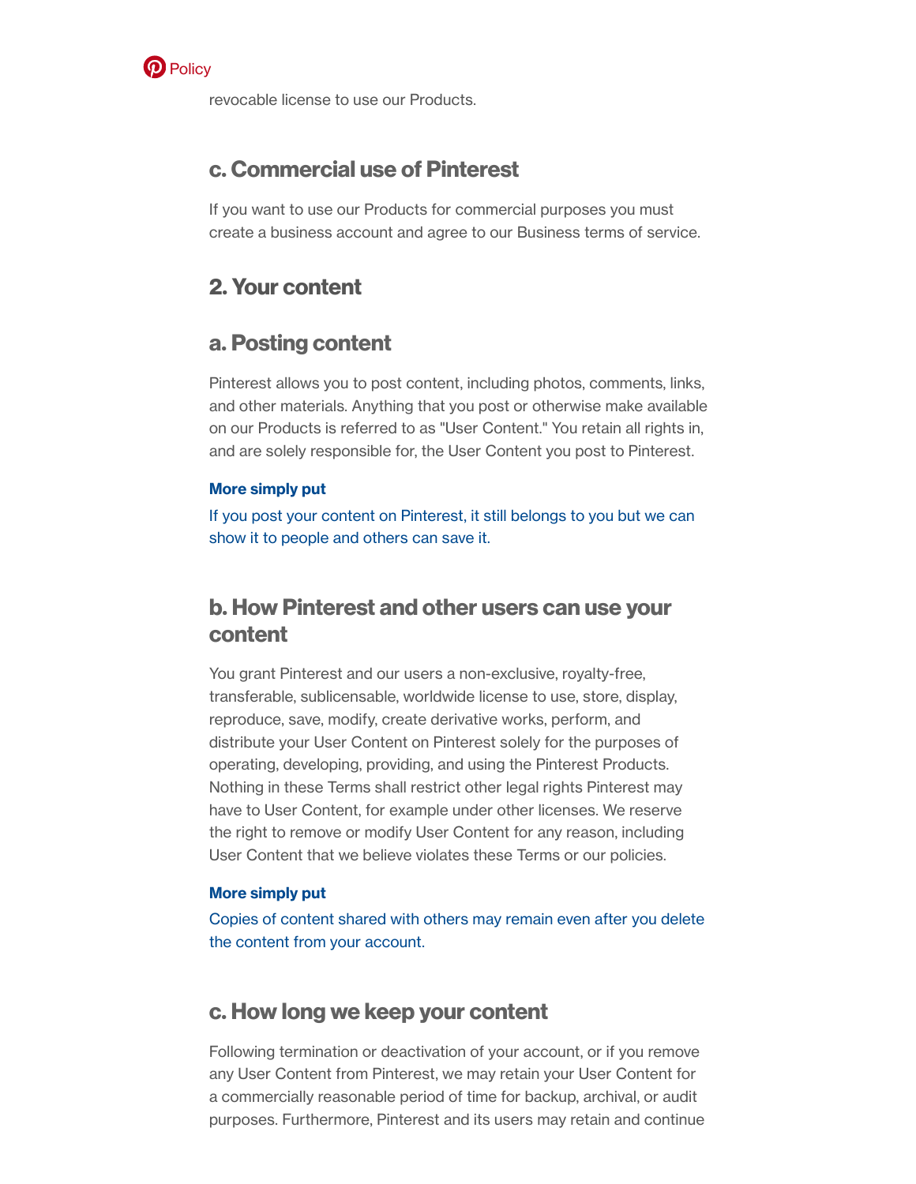revocable license to use our Products.

### c. Commercial use of Pinterest

If you want to use our Products for commercial purposes you must create a business account and agree to our Business terms of service.

## 2. Your content

### a. Posting content

Pinterest allows you to post content, including photos, comments, links, and other materials. Anything that you post or otherwise make available on our Products is referred to as "User Content." You retain all rights in, and are solely responsible for, the User Content you post to Pinterest.

**More simply put**

If you post your content on Pinterest, it still belongs to you but we can show it to people and others can save it.

### b. How Pinterest and other users can use your content

You grant Pinterest and our users a non-exclusive, royalty-free, transferable, sublicensable, worldwide license to use, store, display, reproduce, save, modify, create derivative works, perform, and distribute your User Content on Pinterest solely for the purposes of operating, developing, providing, and using the Pinterest Products. Nothing in these Terms shall restrict other legal rights Pinterest may have to User Content, for example under other licenses. We reserve the right to remove or modify User Content for any reason, including User Content that we believe violates these Terms or our policies.

**More simply put**

Copies of content shared with others may remain even after you delete the content from your account.

### c. How long we keep your content

Following termination or deactivation of your account, or if you remove any User Content from Pinterest, we may retain your User Content for a commercially reasonable period of time for backup, archival, or audit purposes. Furthermore, Pinterest and its users may retain and continue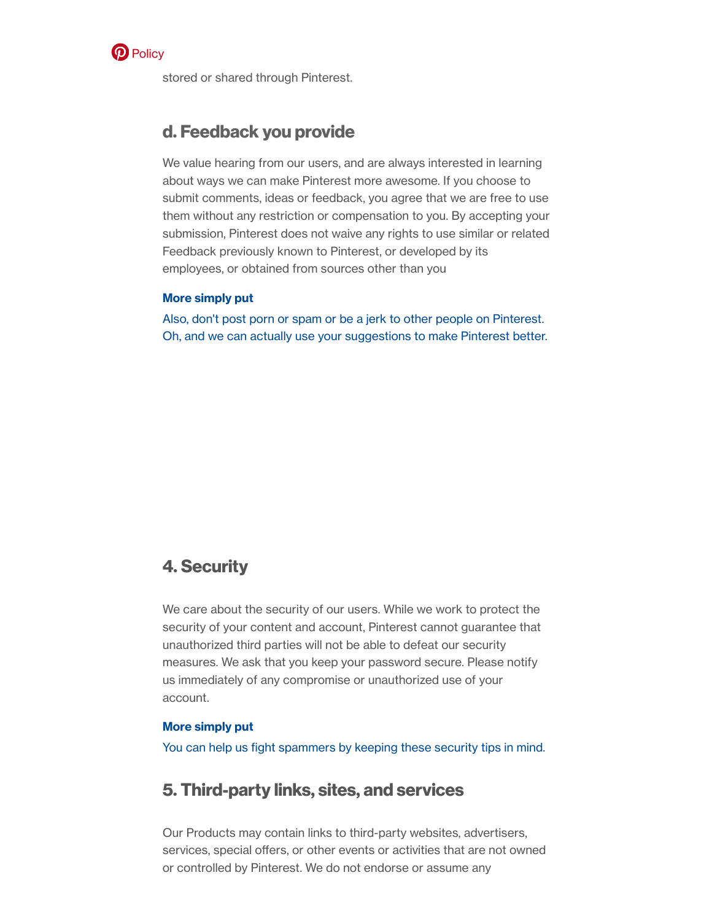stored or shared through Pinterest.

### d. Feedback you provide

We value hearing from our users, and are always interested in learning about ways we can make Pinterest more awesome. If you choose to submit comments, ideas or feedback, you agree that we are free to use them without any restriction or compensation to you. By accepting your submission, Pinterest does not waive any rights to use similar or related Feedback previously known to Pinterest, or developed by its employees, or obtained from sources other than you

**More simply put**

Also, don't post porn or spam or be a jerk to other people on Pinterest. Oh, and we can actually use your suggestions to make Pinterest better.

## 4. Security

We care about the security of our users. While we work to protect the security of your content and account, Pinterest cannot guarantee that unauthorized third parties will not be able to defeat our security measures. We ask that you keep your password secure. Please notify us immediately of any compromise or unauthorized use of your account.

**More simply put**

You can help us fight spammers by keeping these security tips in mind.

## 5. Third-party links, sites, and services

Our Products may contain links to third-party websites, advertisers, services, special offers, or other events or activities that are not owned or controlled by Pinterest. We do not endorse or assume any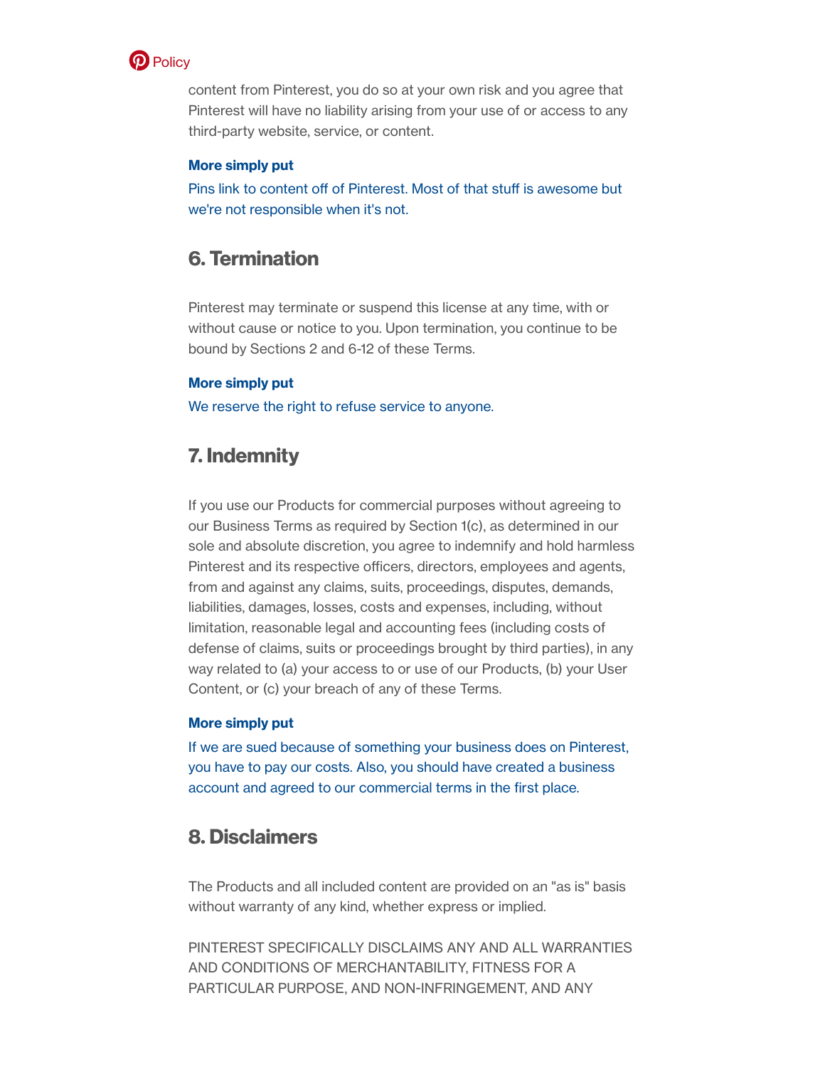content from Pinterest, you do so at your own risk and you agree that Pinterest will have no liability arising from your use of or access to any third-party website, service, or content.

**More simply put**

Pins link to content off of Pinterest. Most of that stuff is awesome but we're not responsible when it's not.

## 6. Termination

Pinterest may terminate or suspend this license at any time, with or without cause or notice to you. Upon termination, you continue to be bound by Sections 2 and 6-12 of these Terms.

**More simply put**

We reserve the right to refuse service to anyone.

## 7. Indemnity

If you use our Products for commercial purposes without agreeing to our Business Terms as required by Section 1(c), as determined in our sole and absolute discretion, you agree to indemnify and hold harmless Pinterest and its respective officers, directors, employees and agents, from and against any claims, suits, proceedings, disputes, demands, liabilities, damages, losses, costs and expenses, including, without limitation, reasonable legal and accounting fees (including costs of defense of claims, suits or proceedings brought by third parties), in any way related to (a) your access to or use of our Products, (b) your User Content, or (c) your breach of any of these Terms.

**More simply put**

If we are sued because of something your business does on Pinterest, you have to pay our costs. Also, you should have created a business account and agreed to our commercial terms in the first place.

## 8. Disclaimers

The Products and all included content are provided on an "as is" basis without warranty of any kind, whether express or implied.

PINTEREST SPECIFICALLY DISCLAIMS ANY AND ALL WARRANTIES AND CONDITIONS OF MERCHANTABILITY, FITNESS FOR A PARTICULAR PURPOSE, AND NON-INFRINGEMENT, AND ANY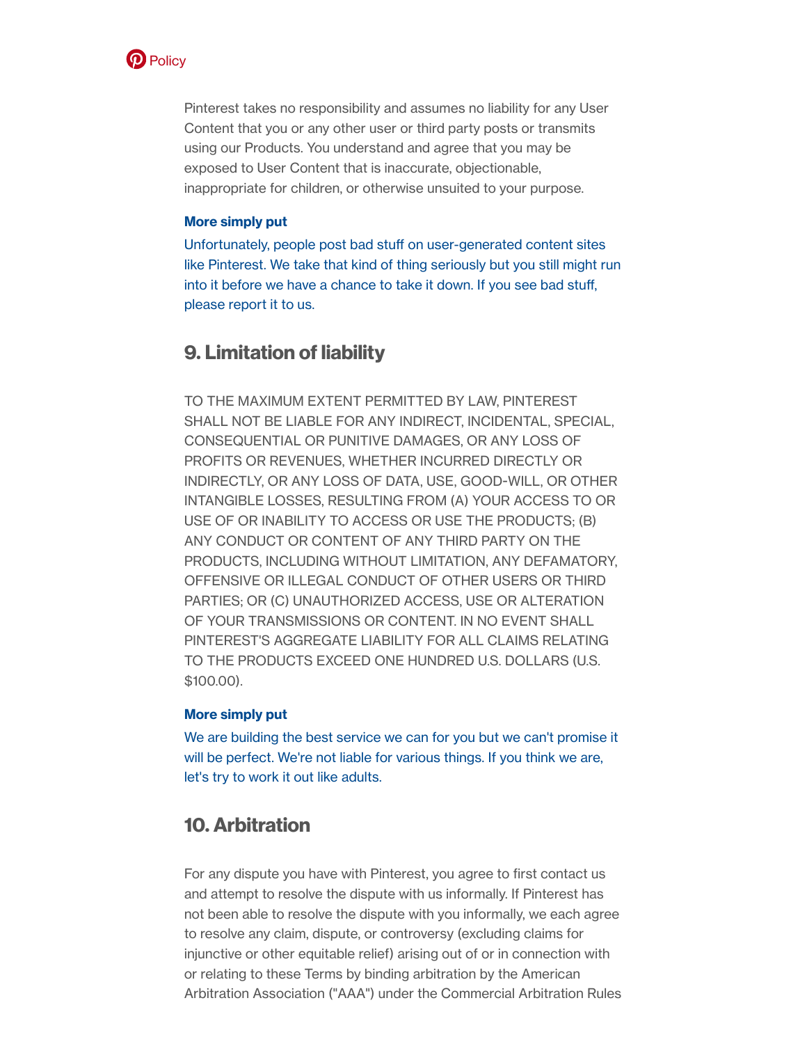Pinterest takes no responsibility and assumes no liability for any User Content that you or any other user or third party posts or transmits using our Products. You understand and agree that you may be exposed to User Content that is inaccurate, objectionable, inappropriate for children, or otherwise unsuited to your purpose.

**More simply put**

Unfortunately, people post bad stuff on user-generated content sites like Pinterest. We take that kind of thing seriously but you still might run into it before we have a chance to take it down. If you see bad stuff, please report it to us.

## 9. Limitation of liability

TO THE MAXIMUM EXTENT PERMITTED BY LAW, PINTEREST SHALL NOT BE LIABLE FOR ANY INDIRECT, INCIDENTAL, SPECIAL, CONSEQUENTIAL OR PUNITIVE DAMAGES, OR ANY LOSS OF PROFITS OR REVENUES, WHETHER INCURRED DIRECTLY OR INDIRECTLY, OR ANY LOSS OF DATA, USE, GOOD-WILL, OR OTHER INTANGIBLE LOSSES, RESULTING FROM (A) YOUR ACCESS TO OR USE OF OR INABILITY TO ACCESS OR USE THE PRODUCTS; (B) ANY CONDUCT OR CONTENT OF ANY THIRD PARTY ON THE PRODUCTS, INCLUDING WITHOUT LIMITATION, ANY DEFAMATORY, OFFENSIVE OR ILLEGAL CONDUCT OF OTHER USERS OR THIRD PARTIES; OR (C) UNAUTHORIZED ACCESS, USE OR ALTERATION OF YOUR TRANSMISSIONS OR CONTENT. IN NO EVENT SHALL PINTEREST'S AGGREGATE LIABILITY FOR ALL CLAIMS RELATING TO THE PRODUCTS EXCEED ONE HUNDRED U.S. DOLLARS (U.S. $100.00).

**More simply put**

We are building the best service we can for you but we can't promise it will be perfect. We're not liable for various things. If you think we are, let's try to work it out like adults.

## 10. Arbitration

For any dispute you have with Pinterest, you agree to first contact us and attempt to resolve the dispute with us informally. If Pinterest has not been able to resolve the dispute with you informally, we each agree to resolve any claim, dispute, or controversy (excluding claims for injunctive or other equitable relief) arising out of or in connection with or relating to these Terms by binding arbitration by the American Arbitration Association ("AAA") under the Commercial Arbitration Rules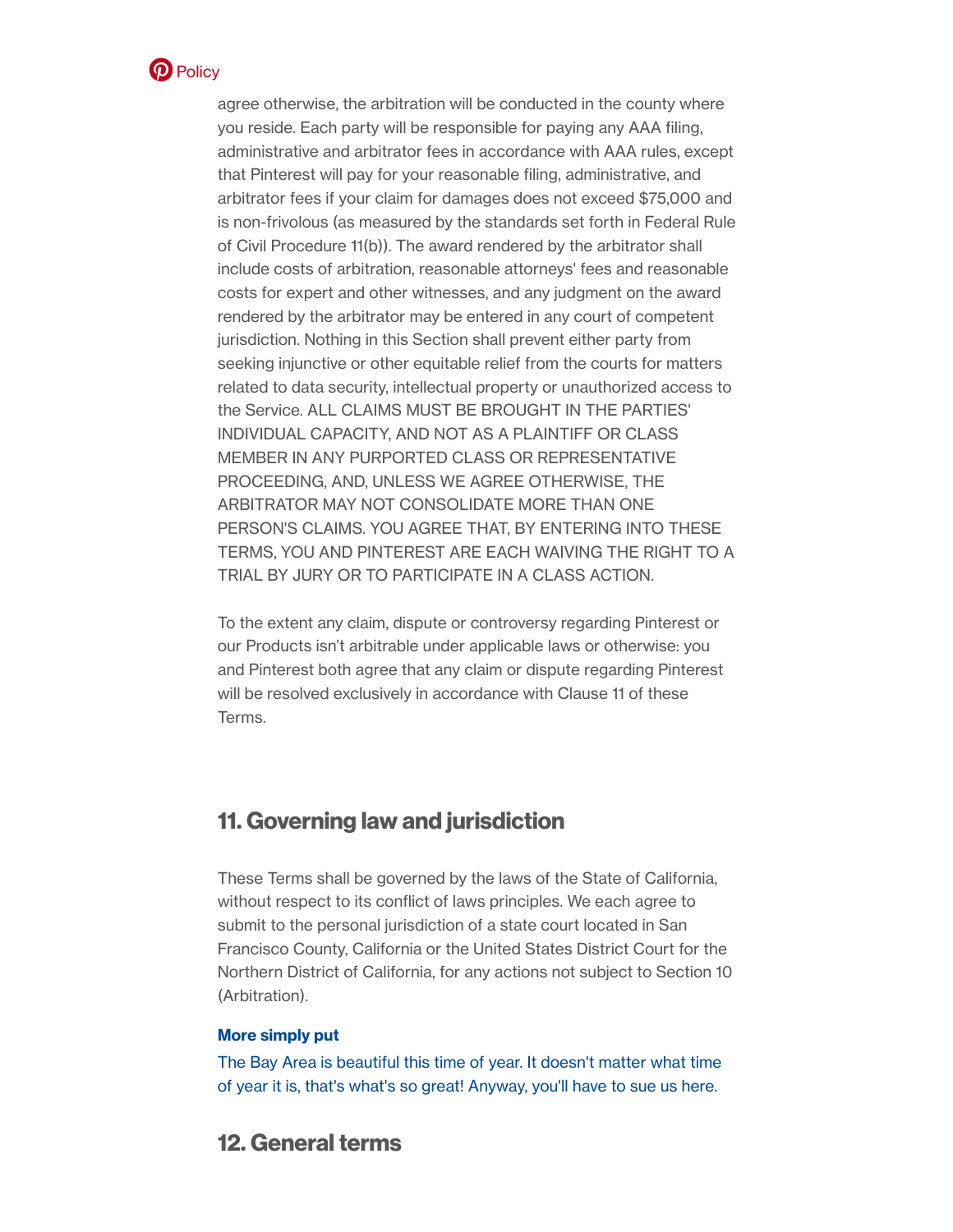agree otherwise, the arbitration will be conducted in the county where you reside. Each party will be responsible for paying any AAA filing, administrative and arbitrator fees in accordance with AAA rules, except that Pinterest will pay for your reasonable filing, administrative, and arbitrator fees if your claim for damages does not exceed $75,000 and is non-frivolous (as measured by the standards set forth in Federal Rule of Civil Procedure 11(b)). The award rendered by the arbitrator shall include costs of arbitration, reasonable attorneys' fees and reasonable costs for expert and other witnesses, and any judgment on the award rendered by the arbitrator may be entered in any court of competent jurisdiction. Nothing in this Section shall prevent either party from seeking injunctive or other equitable relief from the courts for matters related to data security, intellectual property or unauthorized access to the Service. ALL CLAIMS MUST BE BROUGHT IN THE PARTIES' INDIVIDUAL CAPACITY, AND NOT AS A PLAINTIFF OR CLASS MEMBER IN ANY PURPORTED CLASS OR REPRESENTATIVE PROCEEDING, AND, UNLESS WE AGREE OTHERWISE, THE ARBITRATOR MAY NOT CONSOLIDATE MORE THAN ONE PERSON'S CLAIMS. YOU AGREE THAT, BY ENTERING INTO THESE TERMS, YOU AND PINTEREST ARE EACH WAIVING THE RIGHT TO A TRIAL BY JURY OR TO PARTICIPATE IN A CLASS ACTION.

To the extent any claim, dispute or controversy regarding Pinterest or our Products isn't arbitrable under applicable laws or otherwise: you and Pinterest both agree that any claim or dispute regarding Pinterest will be resolved exclusively in accordance with Clause 11 of these Terms.

## 11. Governing law and jurisdiction

These Terms shall be governed by the laws of the State of California, without respect to its conflict of laws principles. We each agree to submit to the personal jurisdiction of a state court located in San Francisco County, California or the United States District Court for the Northern District of California, for any actions not subject to Section 10 (Arbitration).

**More simply put**

The Bay Area is beautiful this time of year. It doesn't matter what time of year it is, that's what's so great! Anyway, you'll have to sue us here.

## 12. General terms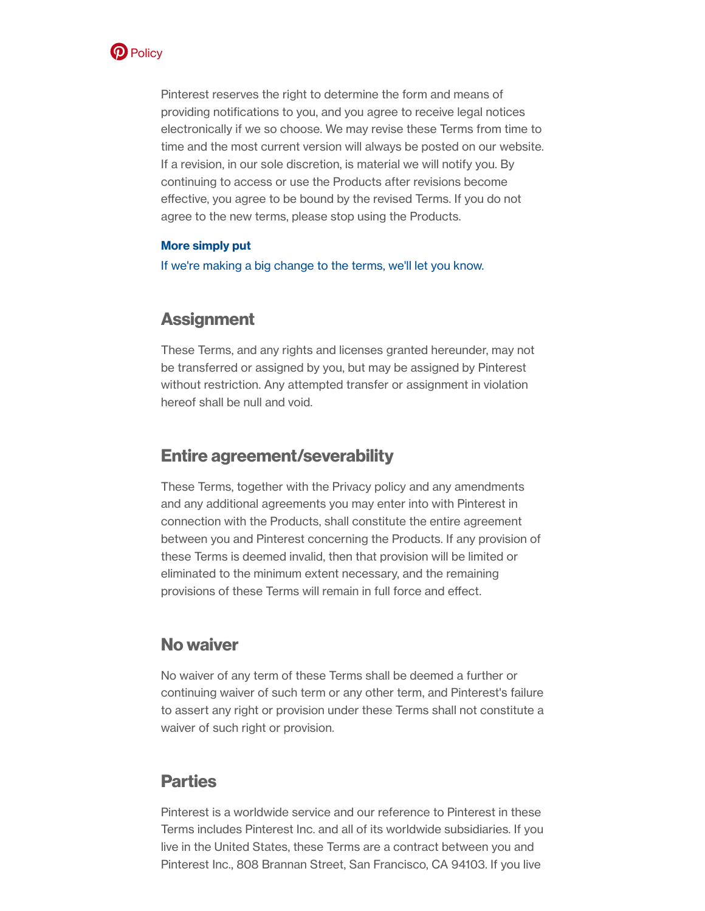Pinterest reserves the right to determine the form and means of providing notifications to you, and you agree to receive legal notices electronically if we so choose. We may revise these Terms from time to time and the most current version will always be posted on our website. If a revision, in our sole discretion, is material we will notify you. By continuing to access or use the Products after revisions become effective, you agree to be bound by the revised Terms. If you do not agree to the new terms, please stop using the Products.

**More simply put**

If we're making a big change to the terms, we'll let you know.

## Assignment

These Terms, and any rights and licenses granted hereunder, may not be transferred or assigned by you, but may be assigned by Pinterest without restriction. Any attempted transfer or assignment in violation hereof shall be null and void.

## Entire agreement/severability

These Terms, together with the Privacy policy and any amendments and any additional agreements you may enter into with Pinterest in connection with the Products, shall constitute the entire agreement between you and Pinterest concerning the Products. If any provision of these Terms is deemed invalid, then that provision will be limited or eliminated to the minimum extent necessary, and the remaining provisions of these Terms will remain in full force and effect.

## No waiver

No waiver of any term of these Terms shall be deemed a further or continuing waiver of such term or any other term, and Pinterest's failure to assert any right or provision under these Terms shall not constitute a waiver of such right or provision.

## Parties

Pinterest is a worldwide service and our reference to Pinterest in these Terms includes Pinterest Inc. and all of its worldwide subsidiaries. If you live in the United States, these Terms are a contract between you and Pinterest Inc., 808 Brannan Street, San Francisco, CA 94103. If you live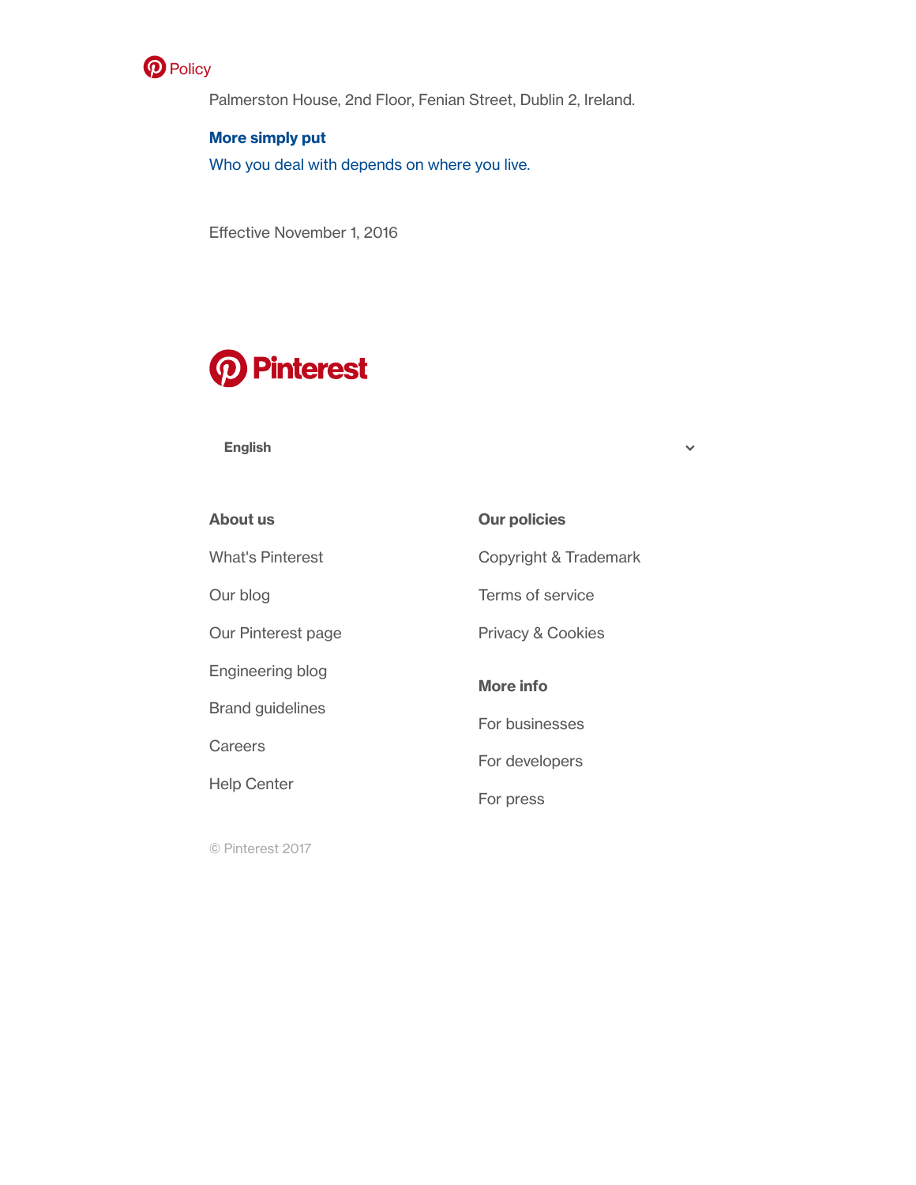Palmerston House, 2nd Floor, Fenian Street, Dublin 2, Ireland.

**More simply put**

Who you deal with depends on where you live.

Effective November 1, 2016

Pinterest

English

**About us**

What's Pinterest

Our blog

Our Pinterest page

Engineering blog

Brand guidelines

Careers

Help Center

**Our policies**

Copyright & Trademark

Terms of service

Privacy & Cookies

**More info**

For businesses

For developers

For press

© Pinterest 2017